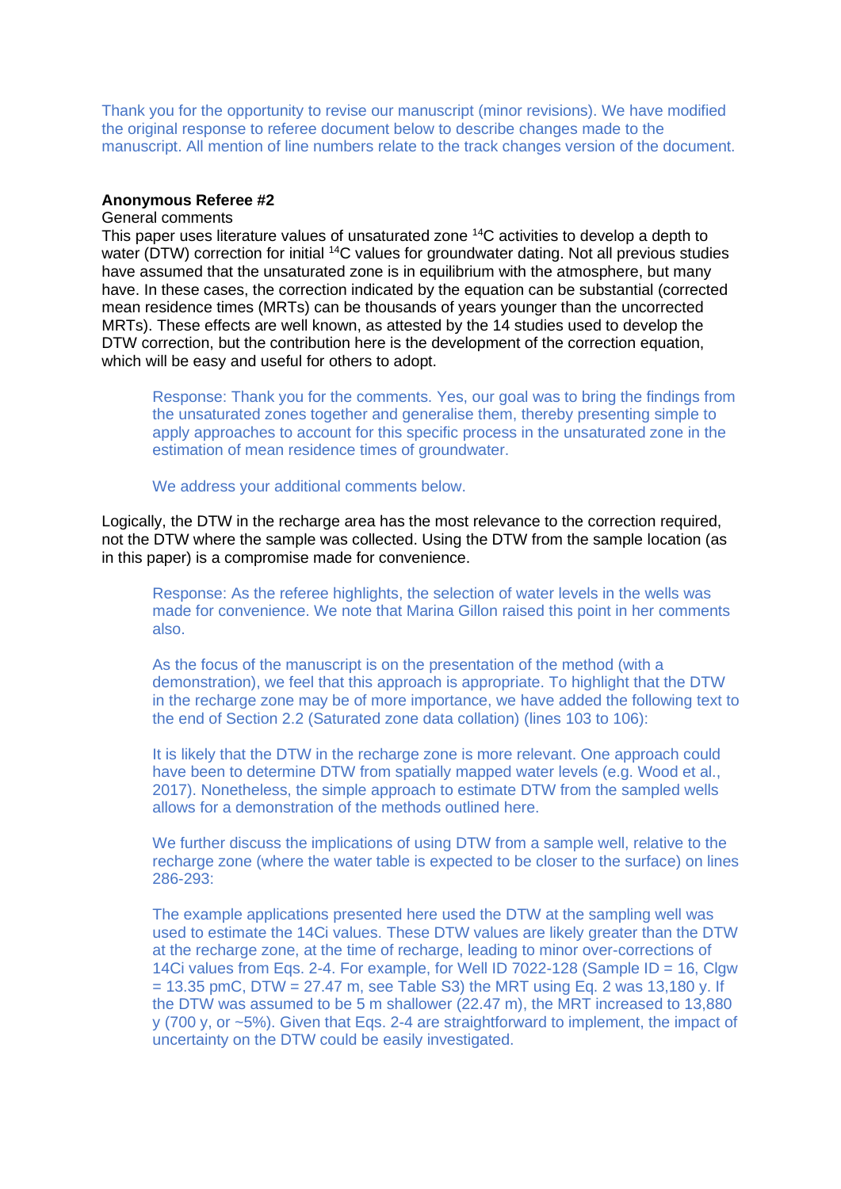Thank you for the opportunity to revise our manuscript (minor revisions). We have modified the original response to referee document below to describe changes made to the manuscript. All mention of line numbers relate to the track changes version of the document.

**Anonymous Referee #2**

General comments

This paper uses literature values of unsaturated zone $^{14}$C activities to develop a depth to water (DTW) correction for initial $^{14}$C values for groundwater dating. Not all previous studies have assumed that the unsaturated zone is in equilibrium with the atmosphere, but many have. In these cases, the correction indicated by the equation can be substantial (corrected mean residence times (MRTs) can be thousands of years younger than the uncorrected MRTs). These effects are well known, as attested by the 14 studies used to develop the DTW correction, but the contribution here is the development of the correction equation, which will be easy and useful for others to adopt.

> Response: Thank you for the comments. Yes, our goal was to bring the findings from the unsaturated zones together and generalise them, thereby presenting simple to apply approaches to account for this specific process in the unsaturated zone in the estimation of mean residence times of groundwater.
>
> We address your additional comments below.

Logically, the DTW in the recharge area has the most relevance to the correction required, not the DTW where the sample was collected. Using the DTW from the sample location (as in this paper) is a compromise made for convenience.

> Response: As the referee highlights, the selection of water levels in the wells was made for convenience. We note that Marina Gillon raised this point in her comments also.
>
> As the focus of the manuscript is on the presentation of the method (with a demonstration), we feel that this approach is appropriate. To highlight that the DTW in the recharge zone may be of more importance, we have added the following text to the end of Section 2.2 (Saturated zone data collation) (lines 103 to 106):
>
> It is likely that the DTW in the recharge zone is more relevant. One approach could have been to determine DTW from spatially mapped water levels (e.g. Wood et al., 2017). Nonetheless, the simple approach to estimate DTW from the sampled wells allows for a demonstration of the methods outlined here.
>
> We further discuss the implications of using DTW from a sample well, relative to the recharge zone (where the water table is expected to be closer to the surface) on lines 286-293:
>
> The example applications presented here used the DTW at the sampling well was used to estimate the 14Ci values. These DTW values are likely greater than the DTW at the recharge zone, at the time of recharge, leading to minor over-corrections of 14Ci values from Eqs. 2-4. For example, for Well ID 7022-128 (Sample ID = 16, Clgw = 13.35 pmC, DTW = 27.47 m, see Table S3) the MRT using Eq. 2 was 13,180 y. If the DTW was assumed to be 5 m shallower (22.47 m), the MRT increased to 13,880 y (700 y, or ~5%). Given that Eqs. 2-4 are straightforward to implement, the impact of uncertainty on the DTW could be easily investigated.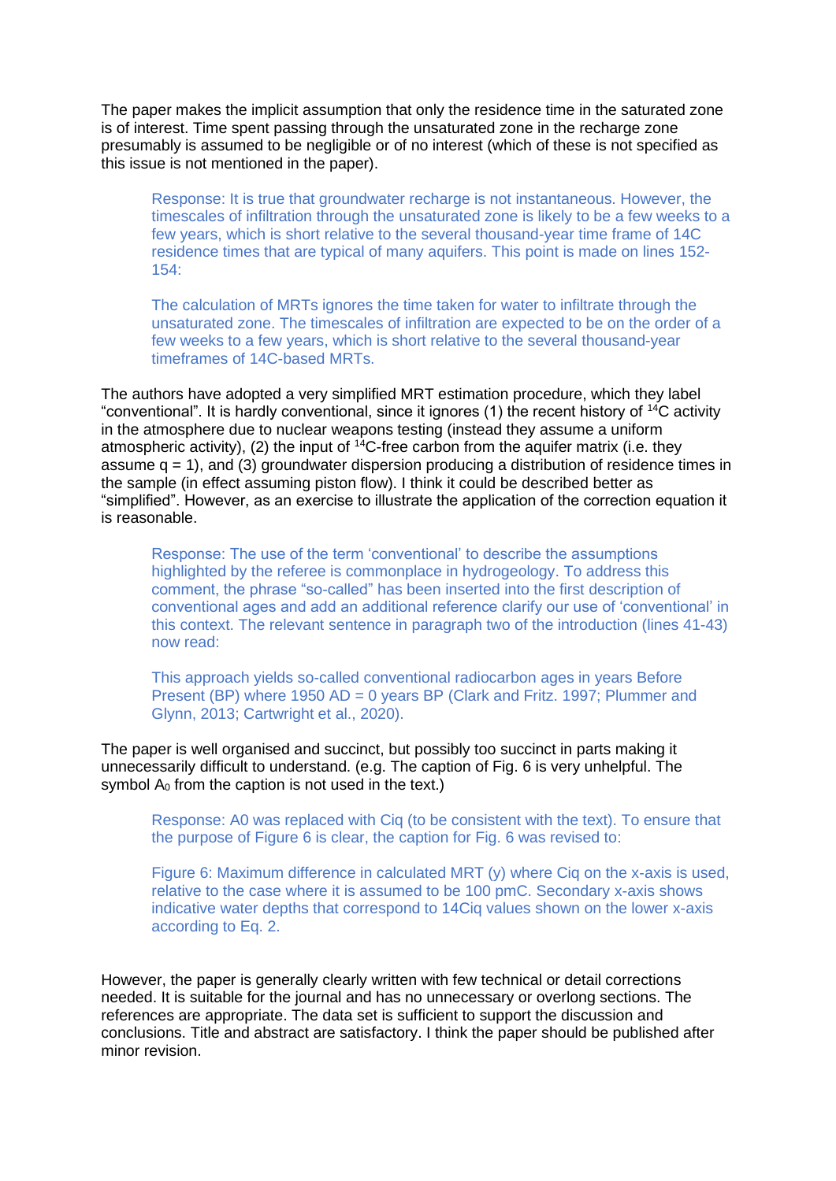The paper makes the implicit assumption that only the residence time in the saturated zone is of interest. Time spent passing through the unsaturated zone in the recharge zone presumably is assumed to be negligible or of no interest (which of these is not specified as this issue is not mentioned in the paper).

> Response: It is true that groundwater recharge is not instantaneous. However, the timescales of infiltration through the unsaturated zone is likely to be a few weeks to a few years, which is short relative to the several thousand-year time frame of 14C residence times that are typical of many aquifers. This point is made on lines 152-154:
>
> The calculation of MRTs ignores the time taken for water to infiltrate through the unsaturated zone. The timescales of infiltration are expected to be on the order of a few weeks to a few years, which is short relative to the several thousand-year timeframes of 14C-based MRTs.

The authors have adopted a very simplified MRT estimation procedure, which they label "conventional". It is hardly conventional, since it ignores (1) the recent history of $^{14}$C activity in the atmosphere due to nuclear weapons testing (instead they assume a uniform atmospheric activity), (2) the input of $^{14}$C-free carbon from the aquifer matrix (i.e. they assume q = 1), and (3) groundwater dispersion producing a distribution of residence times in the sample (in effect assuming piston flow). I think it could be described better as "simplified". However, as an exercise to illustrate the application of the correction equation it is reasonable.

> Response: The use of the term 'conventional' to describe the assumptions highlighted by the referee is commonplace in hydrogeology. To address this comment, the phrase "so-called" has been inserted into the first description of conventional ages and add an additional reference clarify our use of 'conventional' in this context. The relevant sentence in paragraph two of the introduction (lines 41-43) now read:
>
> This approach yields so-called conventional radiocarbon ages in years Before Present (BP) where 1950 AD = 0 years BP (Clark and Fritz. 1997; Plummer and Glynn, 2013; Cartwright et al., 2020).

The paper is well organised and succinct, but possibly too succinct in parts making it unnecessarily difficult to understand. (e.g. The caption of Fig. 6 is very unhelpful. The symbol $A_0$ from the caption is not used in the text.)

> Response: A0 was replaced with Ciq (to be consistent with the text). To ensure that the purpose of Figure 6 is clear, the caption for Fig. 6 was revised to:
>
> Figure 6: Maximum difference in calculated MRT (y) where Ciq on the x-axis is used, relative to the case where it is assumed to be 100 pmC. Secondary x-axis shows indicative water depths that correspond to 14Ciq values shown on the lower x-axis according to Eq. 2.

However, the paper is generally clearly written with few technical or detail corrections needed. It is suitable for the journal and has no unnecessary or overlong sections. The references are appropriate. The data set is sufficient to support the discussion and conclusions. Title and abstract are satisfactory. I think the paper should be published after minor revision.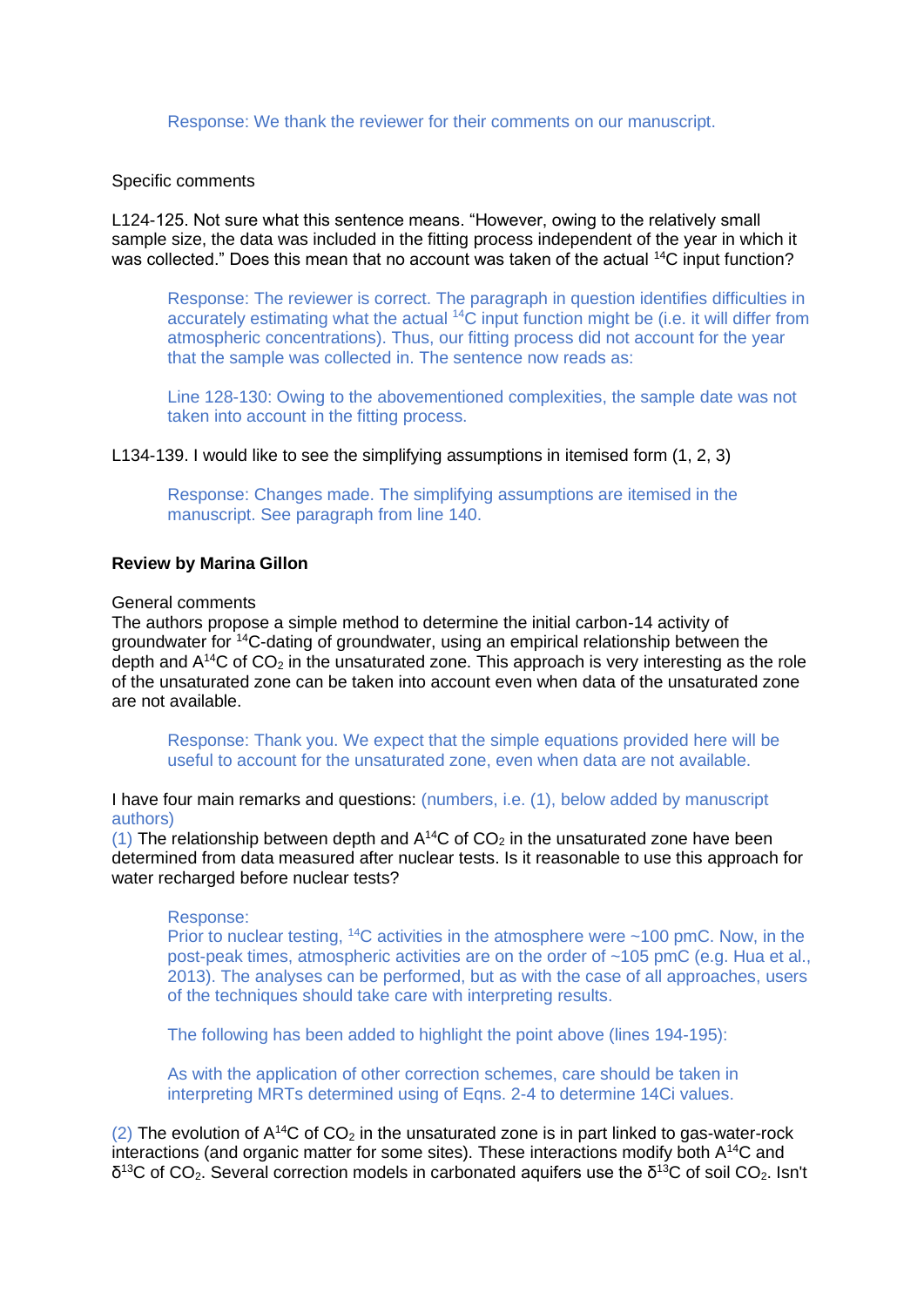Response: We thank the reviewer for their comments on our manuscript.

Specific comments

L124-125. Not sure what this sentence means. "However, owing to the relatively small sample size, the data was included in the fitting process independent of the year in which it was collected." Does this mean that no account was taken of the actual $^{14}C$ input function?

> Response: The reviewer is correct. The paragraph in question identifies difficulties in accurately estimating what the actual $^{14}C$ input function might be (i.e. it will differ from atmospheric concentrations). Thus, our fitting process did not account for the year that the sample was collected in. The sentence now reads as:
>
> Line 128-130: Owing to the abovementioned complexities, the sample date was not taken into account in the fitting process.

L134-139. I would like to see the simplifying assumptions in itemised form (1, 2, 3)

> Response: Changes made. The simplifying assumptions are itemised in the manuscript. See paragraph from line 140.

**Review by Marina Gillon**

General comments

The authors propose a simple method to determine the initial carbon-14 activity of groundwater for $^{14}C$-dating of groundwater, using an empirical relationship between the depth and $A^{14}C$ of $CO_2$ in the unsaturated zone. This approach is very interesting as the role of the unsaturated zone can be taken into account even when data of the unsaturated zone are not available.

> Response: Thank you. We expect that the simple equations provided here will be useful to account for the unsaturated zone, even when data are not available.

I have four main remarks and questions: (numbers, i.e. (1), below added by manuscript authors)

(1) The relationship between depth and $A^{14}C$ of $CO_2$ in the unsaturated zone have been determined from data measured after nuclear tests. Is it reasonable to use this approach for water recharged before nuclear tests?

> Response:
> Prior to nuclear testing, $^{14}C$ activities in the atmosphere were ~100 pmC. Now, in the post-peak times, atmospheric activities are on the order of ~105 pmC (e.g. Hua et al., 2013). The analyses can be performed, but as with the case of all approaches, users of the techniques should take care with interpreting results.
>
> The following has been added to highlight the point above (lines 194-195):
>
> As with the application of other correction schemes, care should be taken in interpreting MRTs determined using of Eqns. 2-4 to determine 14Ci values.

(2) The evolution of $A^{14}C$ of $CO_2$ in the unsaturated zone is in part linked to gas-water-rock interactions (and organic matter for some sites). These interactions modify both $A^{14}C$ and $\delta^{13}C$ of $CO_2$. Several correction models in carbonated aquifers use the $\delta^{13}C$ of soil $CO_2$. Isn't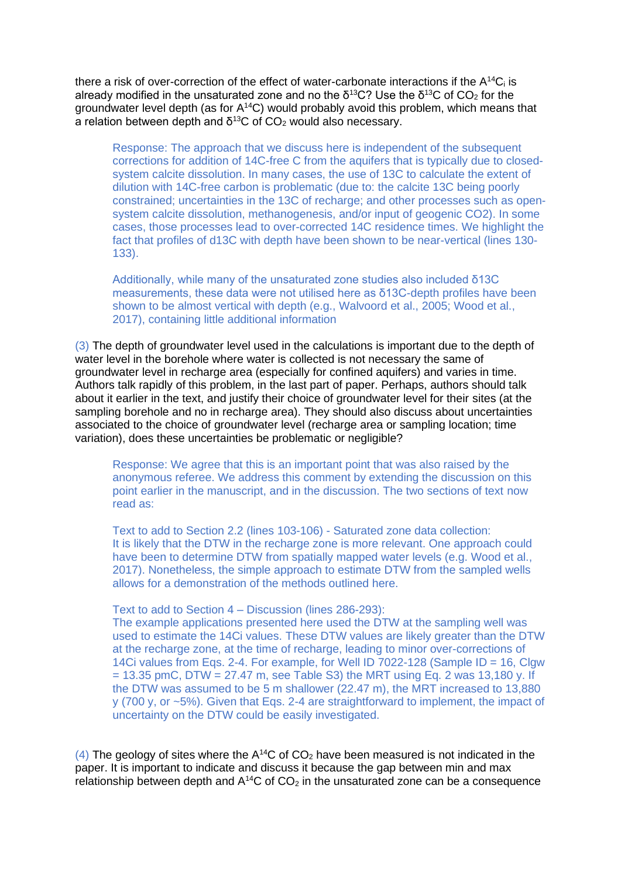there a risk of over-correction of the effect of water-carbonate interactions if the $A^{14}C_i$ is already modified in the unsaturated zone and no the $\delta^{13}C$? Use the $\delta^{13}C$ of $CO_2$ for the groundwater level depth (as for $A^{14}C$) would probably avoid this problem, which means that a relation between depth and $\delta^{13}C$ of $CO_2$ would also necessary.

> Response: The approach that we discuss here is independent of the subsequent corrections for addition of 14C-free C from the aquifers that is typically due to closed-system calcite dissolution. In many cases, the use of 13C to calculate the extent of dilution with 14C-free carbon is problematic (due to: the calcite 13C being poorly constrained; uncertainties in the 13C of recharge; and other processes such as open-system calcite dissolution, methanogenesis, and/or input of geogenic CO2). In some cases, those processes lead to over-corrected 14C residence times. We highlight the fact that profiles of d13C with depth have been shown to be near-vertical (lines 130-133).
>
> Additionally, while many of the unsaturated zone studies also included $\delta^{13}C$ measurements, these data were not utilised here as $\delta^{13}C$-depth profiles have been shown to be almost vertical with depth (e.g., Walvoord et al., 2005; Wood et al., 2017), containing little additional information

(3) The depth of groundwater level used in the calculations is important due to the depth of water level in the borehole where water is collected is not necessary the same of groundwater level in recharge area (especially for confined aquifers) and varies in time. Authors talk rapidly of this problem, in the last part of paper. Perhaps, authors should talk about it earlier in the text, and justify their choice of groundwater level for their sites (at the sampling borehole and no in recharge area). They should also discuss about uncertainties associated to the choice of groundwater level (recharge area or sampling location; time variation), does these uncertainties be problematic or negligible?

> Response: We agree that this is an important point that was also raised by the anonymous referee. We address this comment by extending the discussion on this point earlier in the manuscript, and in the discussion. The two sections of text now read as:
>
> Text to add to Section 2.2 (lines 103-106) - Saturated zone data collection:
> It is likely that the DTW in the recharge zone is more relevant. One approach could have been to determine DTW from spatially mapped water levels (e.g. Wood et al., 2017). Nonetheless, the simple approach to estimate DTW from the sampled wells allows for a demonstration of the methods outlined here.
>
> Text to add to Section 4 – Discussion (lines 286-293):
> The example applications presented here used the DTW at the sampling well was used to estimate the 14Ci values. These DTW values are likely greater than the DTW at the recharge zone, at the time of recharge, leading to minor over-corrections of 14Ci values from Eqs. 2-4. For example, for Well ID 7022-128 (Sample ID = 16, Clgw = 13.35 pmC, DTW = 27.47 m, see Table S3) the MRT using Eq. 2 was 13,180 y. If the DTW was assumed to be 5 m shallower (22.47 m), the MRT increased to 13,880 y (700 y, or ~5%). Given that Eqs. 2-4 are straightforward to implement, the impact of uncertainty on the DTW could be easily investigated.

(4) The geology of sites where the $A^{14}C$ of $CO_2$ have been measured is not indicated in the paper. It is important to indicate and discuss it because the gap between min and max relationship between depth and $A^{14}C$ of $CO_2$ in the unsaturated zone can be a consequence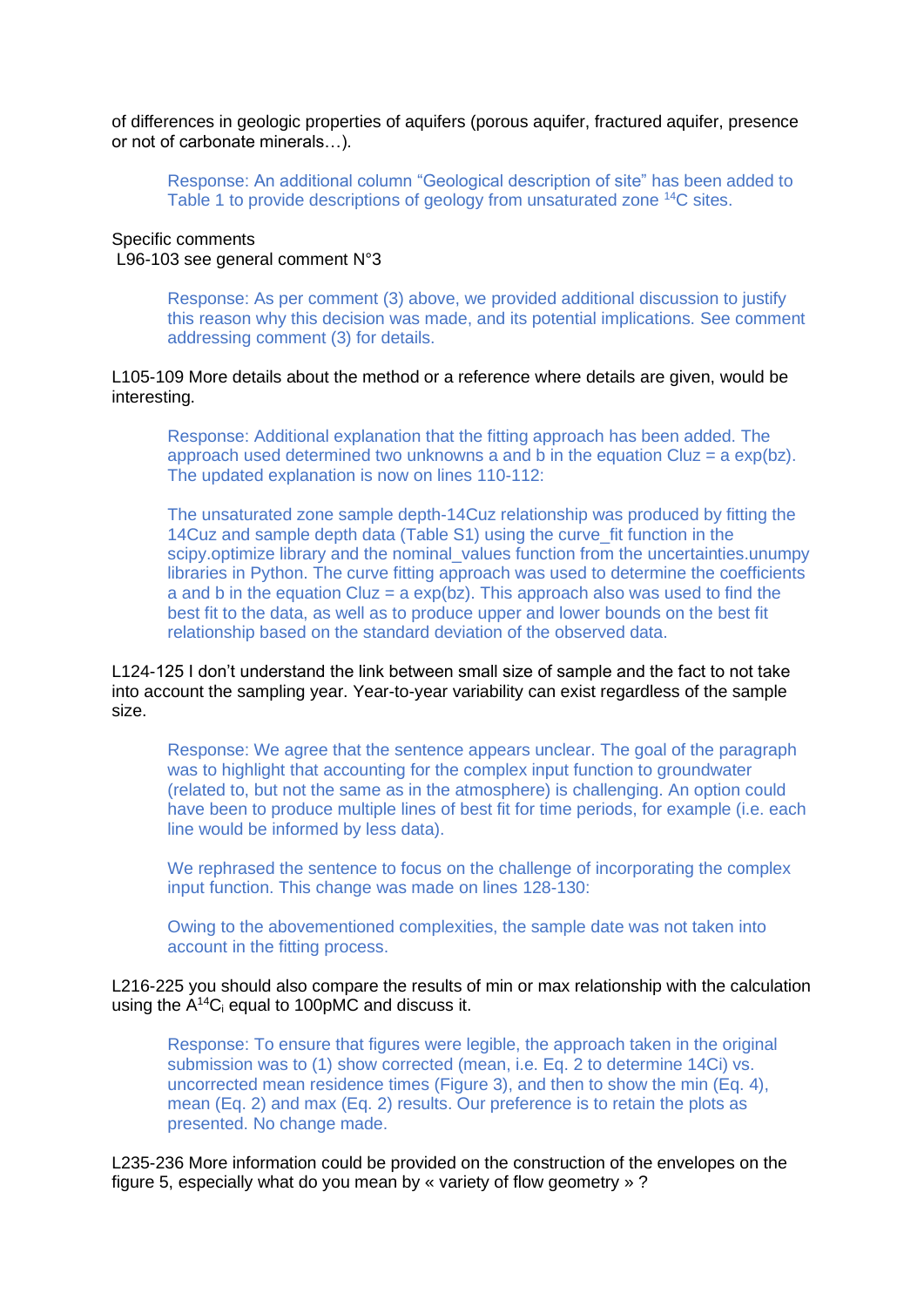of differences in geologic properties of aquifers (porous aquifer, fractured aquifer, presence or not of carbonate minerals…).

> Response: An additional column "Geological description of site" has been added to Table 1 to provide descriptions of geology from unsaturated zone $^{14}$C sites.

Specific comments

L96-103 see general comment N°3

> Response: As per comment (3) above, we provided additional discussion to justify this reason why this decision was made, and its potential implications. See comment addressing comment (3) for details.

L105-109 More details about the method or a reference where details are given, would be interesting.

> Response: Additional explanation that the fitting approach has been added. The approach used determined two unknowns a and b in the equation Cluz = a exp(bz). The updated explanation is now on lines 110-112:
>
> The unsaturated zone sample depth-14Cuz relationship was produced by fitting the 14Cuz and sample depth data (Table S1) using the curve_fit function in the scipy.optimize library and the nominal_values function from the uncertainties.unumpy libraries in Python. The curve fitting approach was used to determine the coefficients a and b in the equation Cluz = a exp(bz). This approach also was used to find the best fit to the data, as well as to produce upper and lower bounds on the best fit relationship based on the standard deviation of the observed data.

L124-125 I don't understand the link between small size of sample and the fact to not take into account the sampling year. Year-to-year variability can exist regardless of the sample size.

> Response: We agree that the sentence appears unclear. The goal of the paragraph was to highlight that accounting for the complex input function to groundwater (related to, but not the same as in the atmosphere) is challenging. An option could have been to produce multiple lines of best fit for time periods, for example (i.e. each line would be informed by less data).
>
> We rephrased the sentence to focus on the challenge of incorporating the complex input function. This change was made on lines 128-130:
>
> Owing to the abovementioned complexities, the sample date was not taken into account in the fitting process.

L216-225 you should also compare the results of min or max relationship with the calculation using the $A^{14}C_i$ equal to 100pMC and discuss it.

> Response: To ensure that figures were legible, the approach taken in the original submission was to (1) show corrected (mean, i.e. Eq. 2 to determine 14Ci) vs. uncorrected mean residence times (Figure 3), and then to show the min (Eq. 4), mean (Eq. 2) and max (Eq. 2) results. Our preference is to retain the plots as presented. No change made.

L235-236 More information could be provided on the construction of the envelopes on the figure 5, especially what do you mean by « variety of flow geometry » ?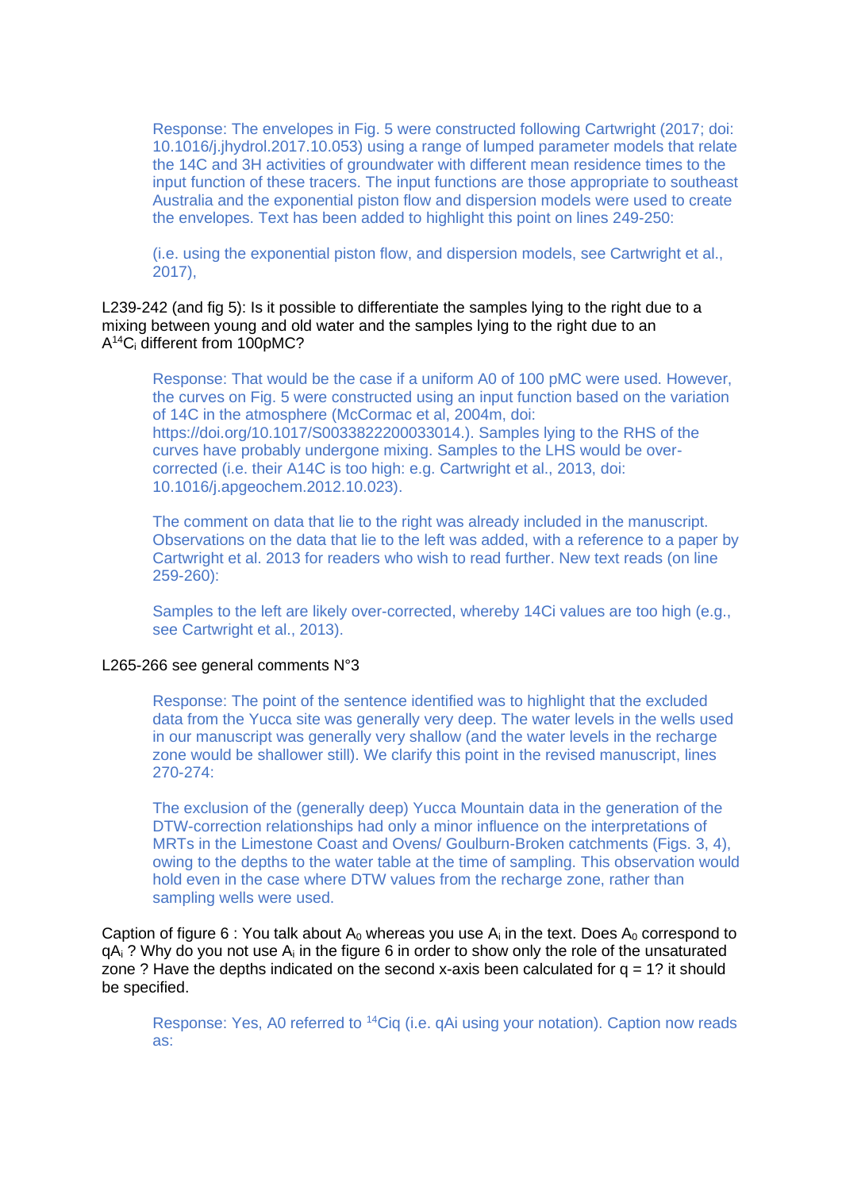Response: The envelopes in Fig. 5 were constructed following Cartwright (2017; doi: 10.1016/j.jhydrol.2017.10.053) using a range of lumped parameter models that relate the 14C and 3H activities of groundwater with different mean residence times to the input function of these tracers. The input functions are those appropriate to southeast Australia and the exponential piston flow and dispersion models were used to create the envelopes. Text has been added to highlight this point on lines 249-250:

(i.e. using the exponential piston flow, and dispersion models, see Cartwright et al., 2017),

L239-242 (and fig 5): Is it possible to differentiate the samples lying to the right due to a mixing between young and old water and the samples lying to the right due to an $A^{14}C_i$ different from 100pMC?

Response: That would be the case if a uniform A0 of 100 pMC were used. However, the curves on Fig. 5 were constructed using an input function based on the variation of 14C in the atmosphere (McCormac et al, 2004m, doi: https://doi.org/10.1017/S0033822200033014.). Samples lying to the RHS of the curves have probably undergone mixing. Samples to the LHS would be over-corrected (i.e. their A14C is too high: e.g. Cartwright et al., 2013, doi: 10.1016/j.apgeochem.2012.10.023).

The comment on data that lie to the right was already included in the manuscript. Observations on the data that lie to the left was added, with a reference to a paper by Cartwright et al. 2013 for readers who wish to read further. New text reads (on line 259-260):

Samples to the left are likely over-corrected, whereby 14Ci values are too high (e.g., see Cartwright et al., 2013).

L265-266 see general comments N°3

Response: The point of the sentence identified was to highlight that the excluded data from the Yucca site was generally very deep. The water levels in the wells used in our manuscript was generally very shallow (and the water levels in the recharge zone would be shallower still). We clarify this point in the revised manuscript, lines 270-274:

The exclusion of the (generally deep) Yucca Mountain data in the generation of the DTW-correction relationships had only a minor influence on the interpretations of MRTs in the Limestone Coast and Ovens/ Goulburn-Broken catchments (Figs. 3, 4), owing to the depths to the water table at the time of sampling. This observation would hold even in the case where DTW values from the recharge zone, rather than sampling wells were used.

Caption of figure 6 : You talk about $A_0$ whereas you use $A_i$ in the text. Does $A_0$ correspond to $qA_i$ ? Why do you not use $A_i$ in the figure 6 in order to show only the role of the unsaturated zone ? Have the depths indicated on the second x-axis been calculated for q = 1? it should be specified.

Response: Yes, A0 referred to $^{14}$Ciq (i.e. qAi using your notation). Caption now reads as: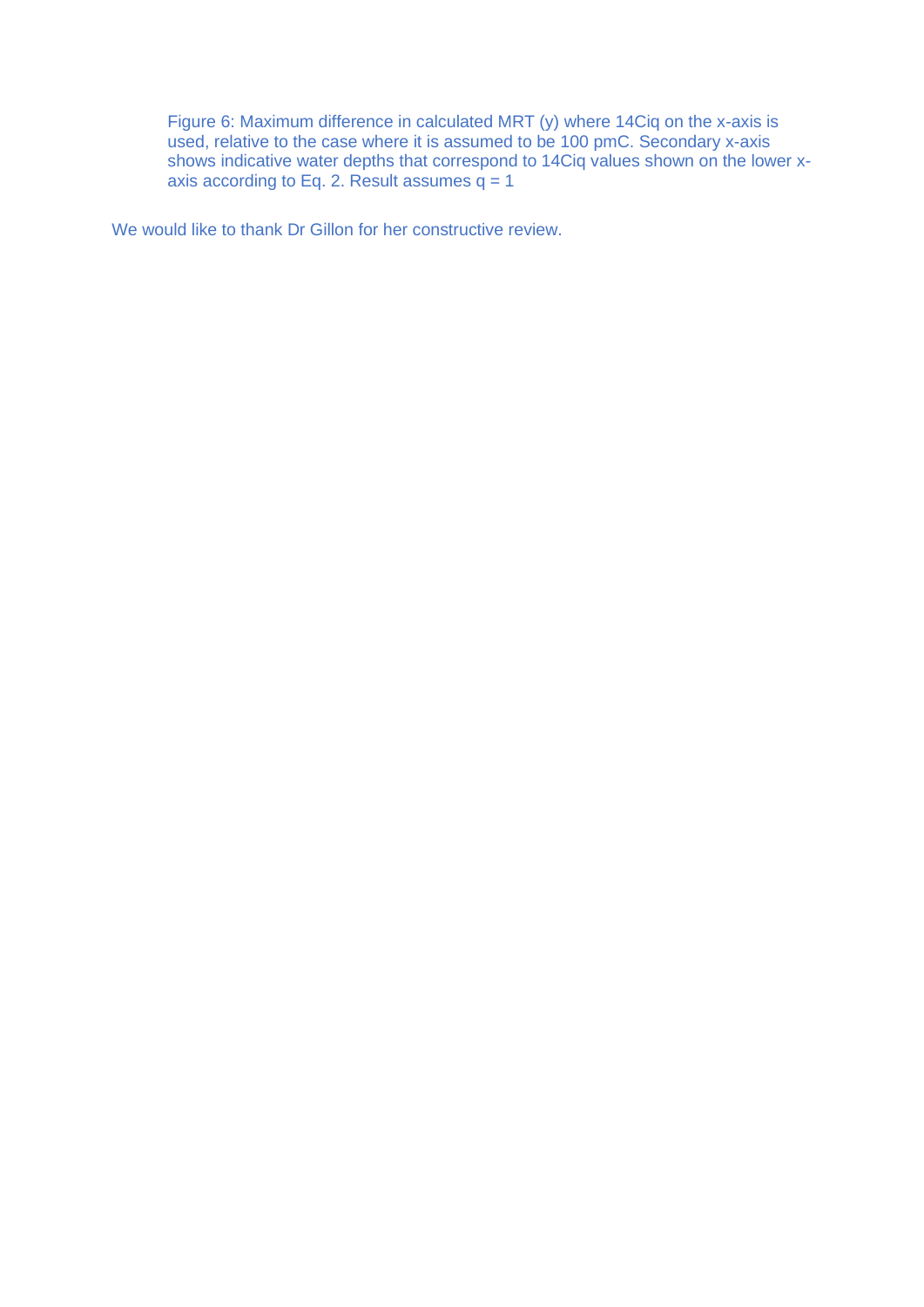Figure 6: Maximum difference in calculated MRT (y) where 14Ciq on the x-axis is used, relative to the case where it is assumed to be 100 pmC. Secondary x-axis shows indicative water depths that correspond to 14Ciq values shown on the lower x-axis according to Eq. 2. Result assumes $q = 1$

We would like to thank Dr Gillon for her constructive review.